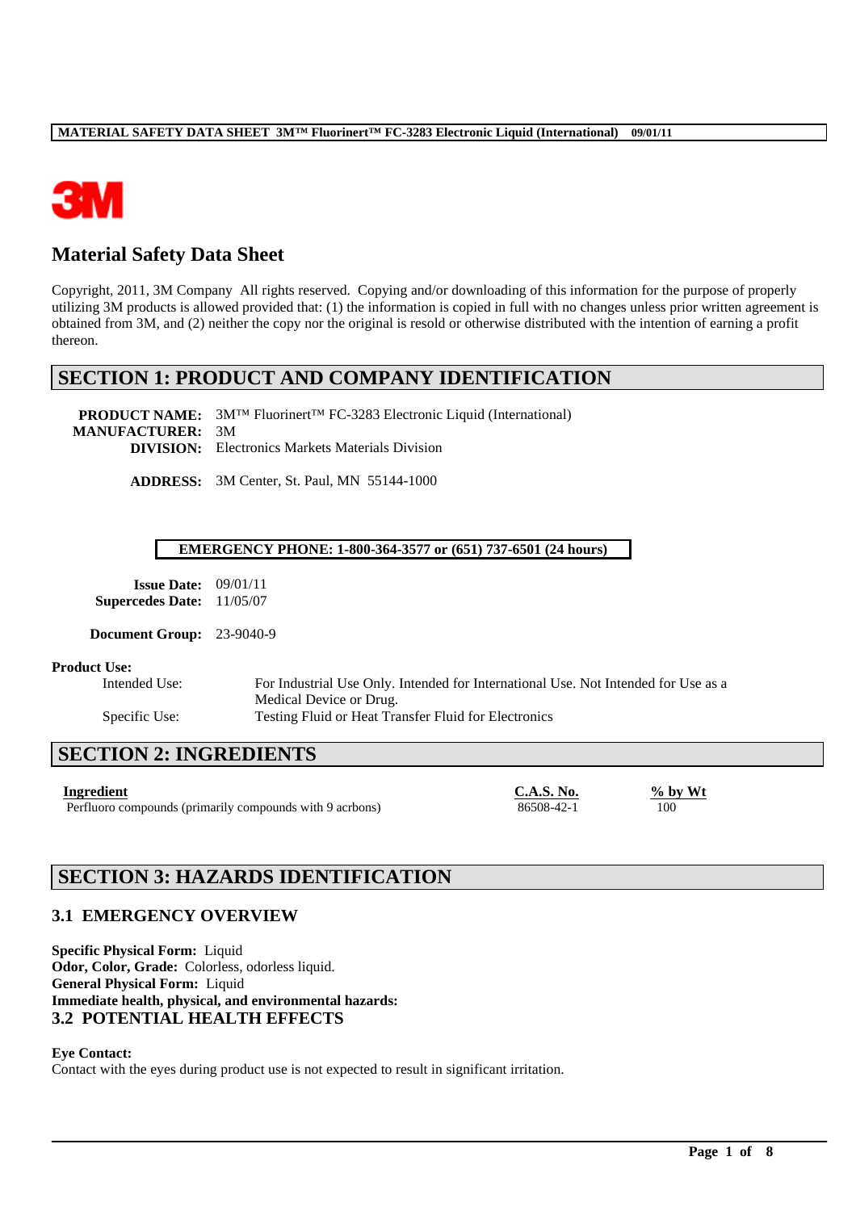# Material Safety Data Sheet

Copyright, 2011, 3M Company All rights reserved. Copying and/or downloading of this information for the purpose of properly utilizing 3M products is allowed provided that: (1) the information is copied in full with no changes unless prior written agreement is obtained from 3M, and (2) neither the copy nor the original is resold or otherwise distributed with the intention of earning a profit thereon.

## SECTION 1: PRODUCT AND COMPANY IDENTIFICATION

**PRODUCT NAME:** 3M™ Fluorinert™ FC-3283 Electronic Liquid (International)
**MANUFACTURER:** 3M
**DIVISION:** Electronics Markets Materials Division

**ADDRESS:** 3M Center, St. Paul, MN 55144-1000

**EMERGENCY PHONE: 1-800-364-3577 or (651) 737-6501 (24 hours)**

**Issue Date:** 09/01/11
**Supercedes Date:** 11/05/07

**Document Group:** 23-9040-9

**Product Use:**

Intended Use: For Industrial Use Only. Intended for International Use. Not Intended for Use as a Medical Device or Drug.

Specific Use: Testing Fluid or Heat Transfer Fluid for Electronics

## SECTION 2: INGREDIENTS

| Ingredient | C.A.S. No. | % by Wt |
|---|---|---|
| Perfluoro compounds (primarily compounds with 9 acrbons) | 86508-42-1 | 100 |

## SECTION 3: HAZARDS IDENTIFICATION

### 3.1 EMERGENCY OVERVIEW

**Specific Physical Form:** Liquid
**Odor, Color, Grade:** Colorless, odorless liquid.
**General Physical Form:** Liquid
**Immediate health, physical, and environmental hazards:**

### 3.2 POTENTIAL HEALTH EFFECTS

**Eye Contact:**
Contact with the eyes during product use is not expected to result in significant irritation.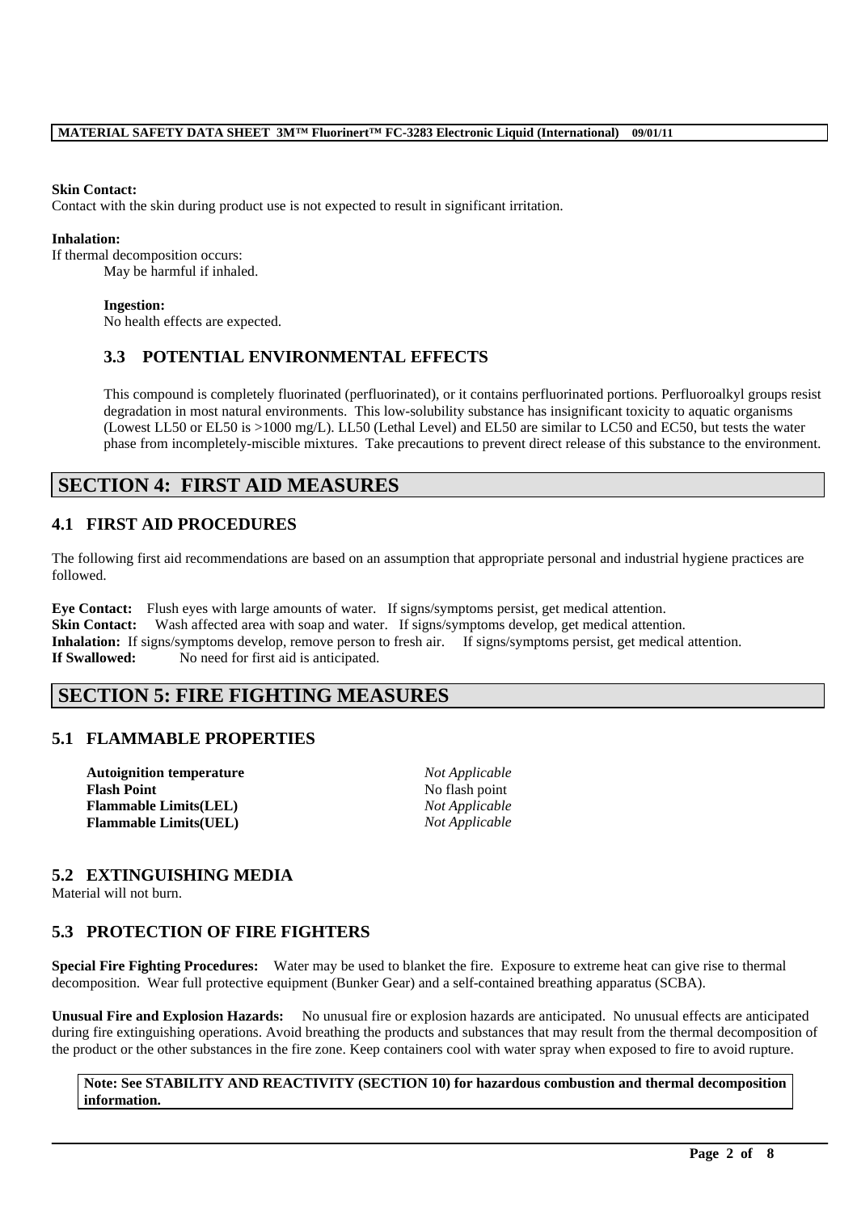**Skin Contact:**
Contact with the skin during product use is not expected to result in significant irritation.

**Inhalation:**
If thermal decomposition occurs:
May be harmful if inhaled.

**Ingestion:**
No health effects are expected.

## 3.3 POTENTIAL ENVIRONMENTAL EFFECTS

This compound is completely fluorinated (perfluorinated), or it contains perfluorinated portions. Perfluoroalkyl groups resist degradation in most natural environments. This low-solubility substance has insignificant toxicity to aquatic organisms (Lowest LL50 or EL50 is >1000 mg/L). LL50 (Lethal Level) and EL50 are similar to LC50 and EC50, but tests the water phase from incompletely-miscible mixtures. Take precautions to prevent direct release of this substance to the environment.

# SECTION 4: FIRST AID MEASURES

## 4.1 FIRST AID PROCEDURES

The following first aid recommendations are based on an assumption that appropriate personal and industrial hygiene practices are followed.

**Eye Contact:** Flush eyes with large amounts of water. If signs/symptoms persist, get medical attention.
**Skin Contact:** Wash affected area with soap and water. If signs/symptoms develop, get medical attention.
**Inhalation:** If signs/symptoms develop, remove person to fresh air. If signs/symptoms persist, get medical attention.
**If Swallowed:** No need for first aid is anticipated.

# SECTION 5: FIRE FIGHTING MEASURES

## 5.1 FLAMMABLE PROPERTIES

| | |
|---|---|
| **Autoignition temperature** | *Not Applicable* |
| **Flash Point** | No flash point |
| **Flammable Limits(LEL)** | *Not Applicable* |
| **Flammable Limits(UEL)** | *Not Applicable* |

## 5.2 EXTINGUISHING MEDIA

Material will not burn.

## 5.3 PROTECTION OF FIRE FIGHTERS

**Special Fire Fighting Procedures:** Water may be used to blanket the fire. Exposure to extreme heat can give rise to thermal decomposition. Wear full protective equipment (Bunker Gear) and a self-contained breathing apparatus (SCBA).

**Unusual Fire and Explosion Hazards:** No unusual fire or explosion hazards are anticipated. No unusual effects are anticipated during fire extinguishing operations. Avoid breathing the products and substances that may result from the thermal decomposition of the product or the other substances in the fire zone. Keep containers cool with water spray when exposed to fire to avoid rupture.

**Note: See STABILITY AND REACTIVITY (SECTION 10) for hazardous combustion and thermal decomposition information.**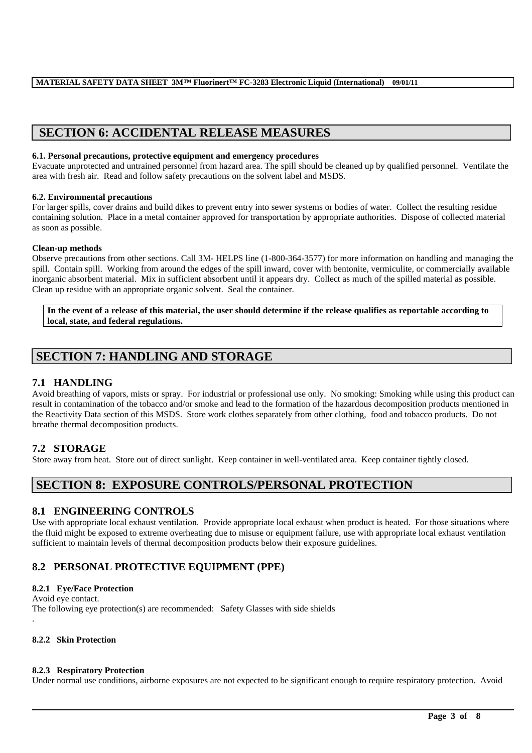# SECTION 6: ACCIDENTAL RELEASE MEASURES

**6.1. Personal precautions, protective equipment and emergency procedures**

Evacuate unprotected and untrained personnel from hazard area. The spill should be cleaned up by qualified personnel. Ventilate the area with fresh air. Read and follow safety precautions on the solvent label and MSDS.

**6.2. Environmental precautions**

For larger spills, cover drains and build dikes to prevent entry into sewer systems or bodies of water. Collect the resulting residue containing solution. Place in a metal container approved for transportation by appropriate authorities. Dispose of collected material as soon as possible.

**Clean-up methods**

Observe precautions from other sections. Call 3M- HELPS line (1-800-364-3577) for more information on handling and managing the spill. Contain spill. Working from around the edges of the spill inward, cover with bentonite, vermiculite, or commercially available inorganic absorbent material. Mix in sufficient absorbent until it appears dry. Collect as much of the spilled material as possible. Clean up residue with an appropriate organic solvent. Seal the container.

**In the event of a release of this material, the user should determine if the release qualifies as reportable according to local, state, and federal regulations.**

# SECTION 7: HANDLING AND STORAGE

## 7.1 HANDLING

Avoid breathing of vapors, mists or spray. For industrial or professional use only. No smoking: Smoking while using this product can result in contamination of the tobacco and/or smoke and lead to the formation of the hazardous decomposition products mentioned in the Reactivity Data section of this MSDS. Store work clothes separately from other clothing, food and tobacco products. Do not breathe thermal decomposition products.

## 7.2 STORAGE

Store away from heat. Store out of direct sunlight. Keep container in well-ventilated area. Keep container tightly closed.

# SECTION 8: EXPOSURE CONTROLS/PERSONAL PROTECTION

## 8.1 ENGINEERING CONTROLS

Use with appropriate local exhaust ventilation. Provide appropriate local exhaust when product is heated. For those situations where the fluid might be exposed to extreme overheating due to misuse or equipment failure, use with appropriate local exhaust ventilation sufficient to maintain levels of thermal decomposition products below their exposure guidelines.

## 8.2 PERSONAL PROTECTIVE EQUIPMENT (PPE)

### 8.2.1 Eye/Face Protection

Avoid eye contact.

The following eye protection(s) are recommended: Safety Glasses with side shields

.

### 8.2.2 Skin Protection

### 8.2.3 Respiratory Protection

Under normal use conditions, airborne exposures are not expected to be significant enough to require respiratory protection. Avoid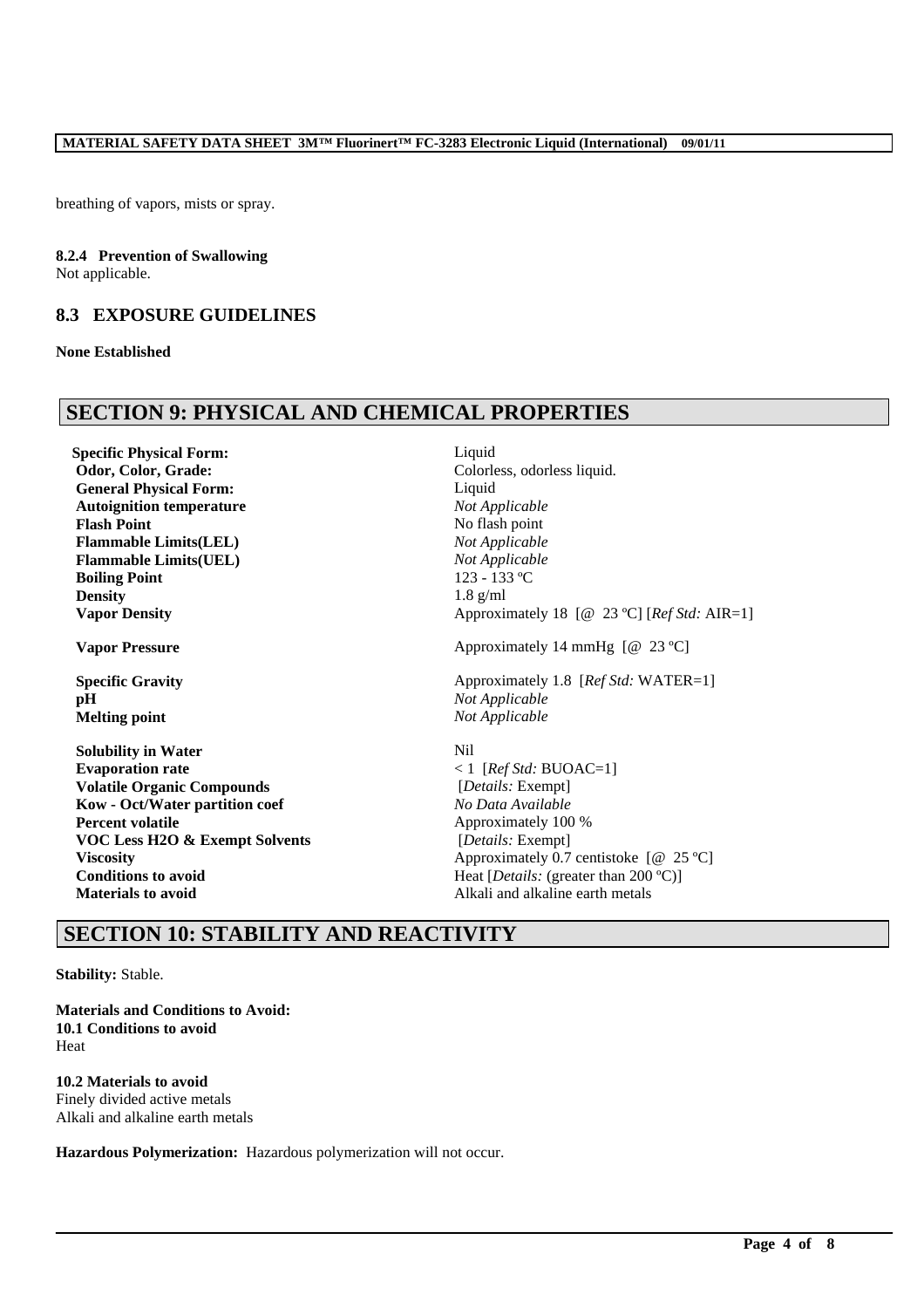breathing of vapors, mists or spray.

**8.2.4 Prevention of Swallowing**
Not applicable.

## 8.3 EXPOSURE GUIDELINES

**None Established**

# SECTION 9: PHYSICAL AND CHEMICAL PROPERTIES

| | |
|---|---|
| **Specific Physical Form:** | Liquid |
| **Odor, Color, Grade:** | Colorless, odorless liquid. |
| **General Physical Form:** | Liquid |
| **Autoignition temperature** | *Not Applicable* |
| **Flash Point** | No flash point |
| **Flammable Limits(LEL)** | *Not Applicable* |
| **Flammable Limits(UEL)** | *Not Applicable* |
| **Boiling Point** | 123 - 133 ºC |
| **Density** | 1.8 g/ml |
| **Vapor Density** | Approximately 18 [@ 23 ºC] [*Ref Std:* AIR=1] |
| **Vapor Pressure** | Approximately 14 mmHg [@ 23 ºC] |
| **Specific Gravity** | Approximately 1.8 [*Ref Std:* WATER=1] |
| **pH** | *Not Applicable* |
| **Melting point** | *Not Applicable* |
| **Solubility in Water** | Nil |
| **Evaporation rate** | < 1 [*Ref Std:* BUOAC=1] |
| **Volatile Organic Compounds** | [*Details:* Exempt] |
| **Kow - Oct/Water partition coef** | *No Data Available* |
| **Percent volatile** | Approximately 100 % |
| **VOC Less H2O & Exempt Solvents** | [*Details:* Exempt] |
| **Viscosity** | Approximately 0.7 centistoke [@ 25 ºC] |
| **Conditions to avoid** | Heat [*Details:* (greater than 200 ºC)] |
| **Materials to avoid** | Alkali and alkaline earth metals |

# SECTION 10: STABILITY AND REACTIVITY

**Stability:** Stable.

**Materials and Conditions to Avoid:**
**10.1 Conditions to avoid**
Heat

**10.2 Materials to avoid**
Finely divided active metals
Alkali and alkaline earth metals

**Hazardous Polymerization:** Hazardous polymerization will not occur.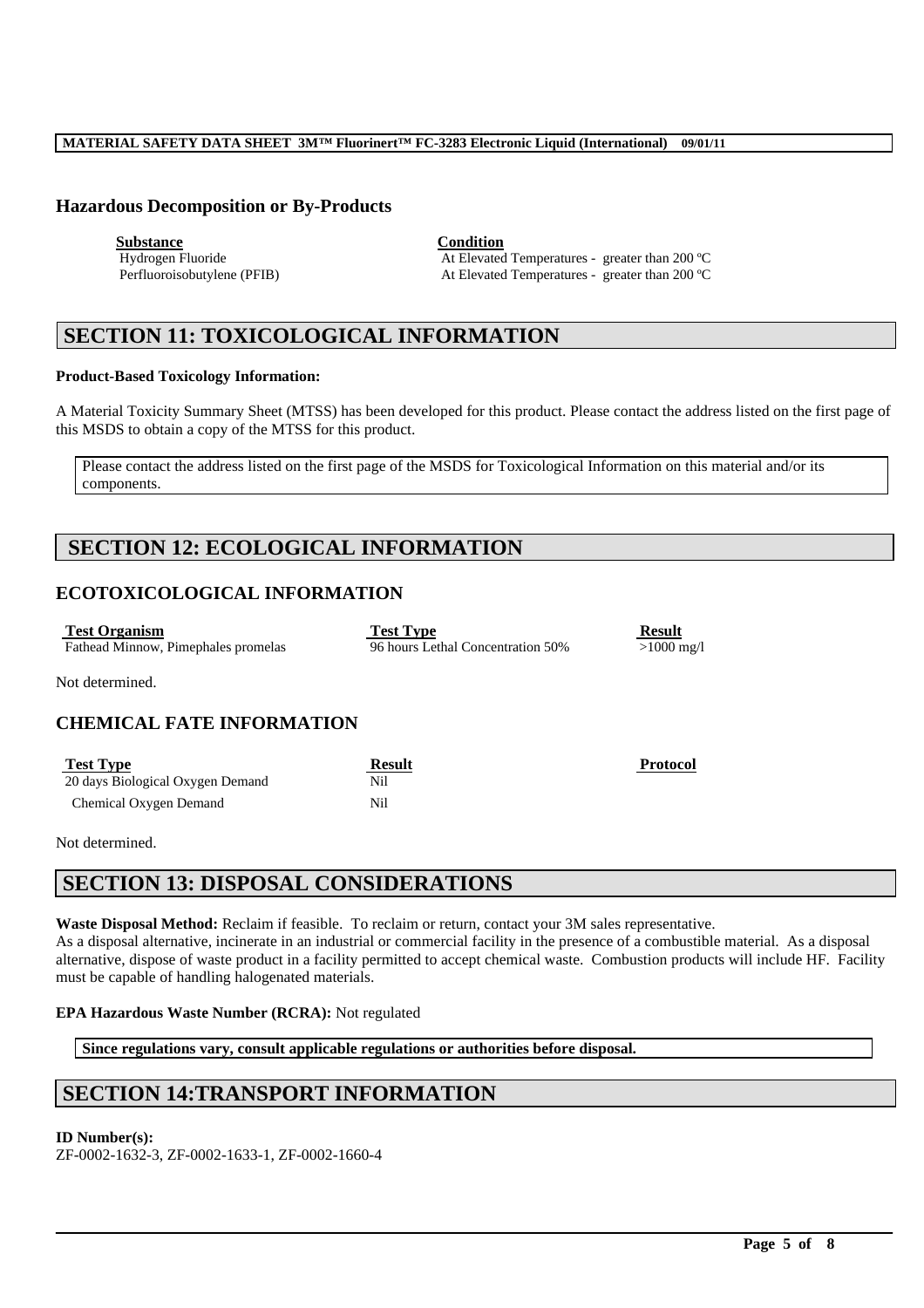### Hazardous Decomposition or By-Products

| Substance | Condition |
| --- | --- |
| Hydrogen Fluoride | At Elevated Temperatures - greater than 200 ºC |
| Perfluoroisobutylene (PFIB) | At Elevated Temperatures - greater than 200 ºC |

## SECTION 11: TOXICOLOGICAL INFORMATION

**Product-Based Toxicology Information:**

A Material Toxicity Summary Sheet (MTSS) has been developed for this product. Please contact the address listed on the first page of this MSDS to obtain a copy of the MTSS for this product.

Please contact the address listed on the first page of the MSDS for Toxicological Information on this material and/or its components.

## SECTION 12: ECOLOGICAL INFORMATION

### ECOTOXICOLOGICAL INFORMATION

| Test Organism | Test Type | Result |
| --- | --- | --- |
| Fathead Minnow, Pimephales promelas | 96 hours Lethal Concentration 50% | >1000 mg/l |

Not determined.

### CHEMICAL FATE INFORMATION

| Test Type | Result | Protocol |
| --- | --- | --- |
| 20 days Biological Oxygen Demand | Nil | |
| Chemical Oxygen Demand | Nil | |

Not determined.

## SECTION 13: DISPOSAL CONSIDERATIONS

**Waste Disposal Method:** Reclaim if feasible. To reclaim or return, contact your 3M sales representative.
As a disposal alternative, incinerate in an industrial or commercial facility in the presence of a combustible material. As a disposal alternative, dispose of waste product in a facility permitted to accept chemical waste. Combustion products will include HF. Facility must be capable of handling halogenated materials.

**EPA Hazardous Waste Number (RCRA):** Not regulated

**Since regulations vary, consult applicable regulations or authorities before disposal.**

## SECTION 14:TRANSPORT INFORMATION

**ID Number(s):**
ZF-0002-1632-3, ZF-0002-1633-1, ZF-0002-1660-4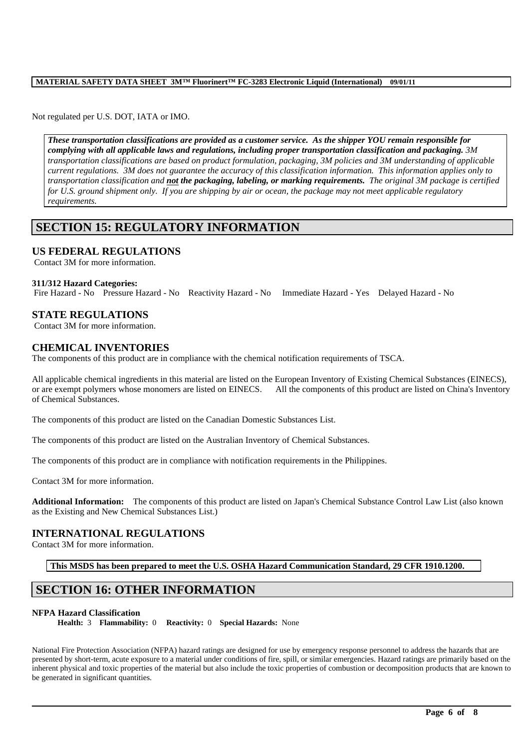Not regulated per U.S. DOT, IATA or IMO.

***These transportation classifications are provided as a customer service. As the shipper YOU remain responsible for complying with all applicable laws and regulations, including proper transportation classification and packaging.*** *3M transportation classifications are based on product formulation, packaging, 3M policies and 3M understanding of applicable current regulations. 3M does not guarantee the accuracy of this classification information. This information applies only to transportation classification and* ***not the packaging, labeling, or marking requirements.*** *The original 3M package is certified for U.S. ground shipment only. If you are shipping by air or ocean, the package may not meet applicable regulatory requirements.*

# SECTION 15: REGULATORY INFORMATION

## US FEDERAL REGULATIONS

Contact 3M for more information.

**311/312 Hazard Categories:**

Fire Hazard - No Pressure Hazard - No Reactivity Hazard - No Immediate Hazard - Yes Delayed Hazard - No

## STATE REGULATIONS

Contact 3M for more information.

## CHEMICAL INVENTORIES

The components of this product are in compliance with the chemical notification requirements of TSCA.

All applicable chemical ingredients in this material are listed on the European Inventory of Existing Chemical Substances (EINECS), or are exempt polymers whose monomers are listed on EINECS. All the components of this product are listed on China's Inventory of Chemical Substances.

The components of this product are listed on the Canadian Domestic Substances List.

The components of this product are listed on the Australian Inventory of Chemical Substances.

The components of this product are in compliance with notification requirements in the Philippines.

Contact 3M for more information.

**Additional Information:** The components of this product are listed on Japan's Chemical Substance Control Law List (also known as the Existing and New Chemical Substances List.)

## INTERNATIONAL REGULATIONS

Contact 3M for more information.

**This MSDS has been prepared to meet the U.S. OSHA Hazard Communication Standard, 29 CFR 1910.1200.**

# SECTION 16: OTHER INFORMATION

**NFPA Hazard Classification**

**Health:** 3 **Flammability:** 0 **Reactivity:** 0 **Special Hazards:** None

National Fire Protection Association (NFPA) hazard ratings are designed for use by emergency response personnel to address the hazards that are presented by short-term, acute exposure to a material under conditions of fire, spill, or similar emergencies. Hazard ratings are primarily based on the inherent physical and toxic properties of the material but also include the toxic properties of combustion or decomposition products that are known to be generated in significant quantities.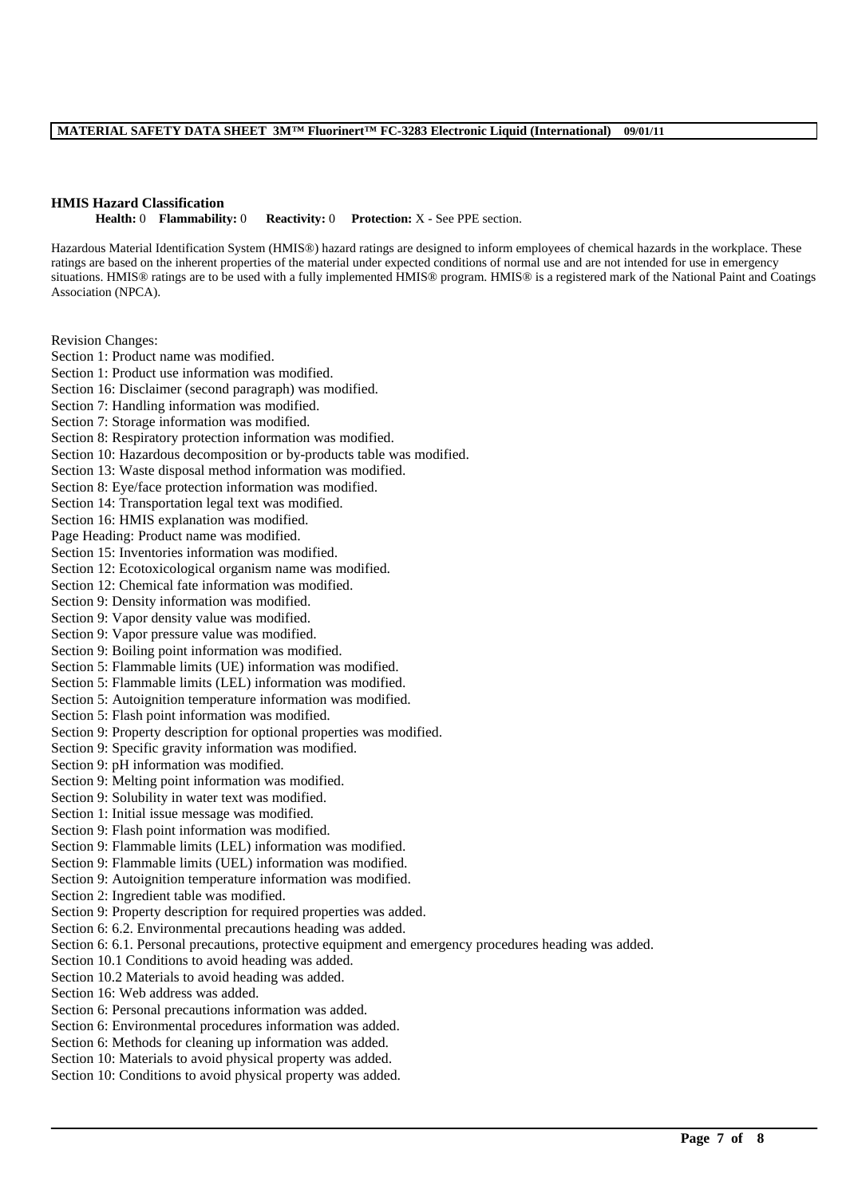**HMIS Hazard Classification**

**Health:** 0 **Flammability:** 0 **Reactivity:** 0 **Protection:** X - See PPE section.

Hazardous Material Identification System (HMIS®) hazard ratings are designed to inform employees of chemical hazards in the workplace. These ratings are based on the inherent properties of the material under expected conditions of normal use and are not intended for use in emergency situations. HMIS® ratings are to be used with a fully implemented HMIS® program. HMIS® is a registered mark of the National Paint and Coatings Association (NPCA).

Revision Changes:
Section 1: Product name was modified.
Section 1: Product use information was modified.
Section 16: Disclaimer (second paragraph) was modified.
Section 7: Handling information was modified.
Section 7: Storage information was modified.
Section 8: Respiratory protection information was modified.
Section 10: Hazardous decomposition or by-products table was modified.
Section 13: Waste disposal method information was modified.
Section 8: Eye/face protection information was modified.
Section 14: Transportation legal text was modified.
Section 16: HMIS explanation was modified.
Page Heading: Product name was modified.
Section 15: Inventories information was modified.
Section 12: Ecotoxicological organism name was modified.
Section 12: Chemical fate information was modified.
Section 9: Density information was modified.
Section 9: Vapor density value was modified.
Section 9: Vapor pressure value was modified.
Section 9: Boiling point information was modified.
Section 5: Flammable limits (UE) information was modified.
Section 5: Flammable limits (LEL) information was modified.
Section 5: Autoignition temperature information was modified.
Section 5: Flash point information was modified.
Section 9: Property description for optional properties was modified.
Section 9: Specific gravity information was modified.
Section 9: pH information was modified.
Section 9: Melting point information was modified.
Section 9: Solubility in water text was modified.
Section 1: Initial issue message was modified.
Section 9: Flash point information was modified.
Section 9: Flammable limits (LEL) information was modified.
Section 9: Flammable limits (UEL) information was modified.
Section 9: Autoignition temperature information was modified.
Section 2: Ingredient table was modified.
Section 9: Property description for required properties was added.
Section 6: 6.2. Environmental precautions heading was added.
Section 6: 6.1. Personal precautions, protective equipment and emergency procedures heading was added.
Section 10.1 Conditions to avoid heading was added.
Section 10.2 Materials to avoid heading was added.
Section 16: Web address was added.
Section 6: Personal precautions information was added.
Section 6: Environmental procedures information was added.
Section 6: Methods for cleaning up information was added.
Section 10: Materials to avoid physical property was added.
Section 10: Conditions to avoid physical property was added.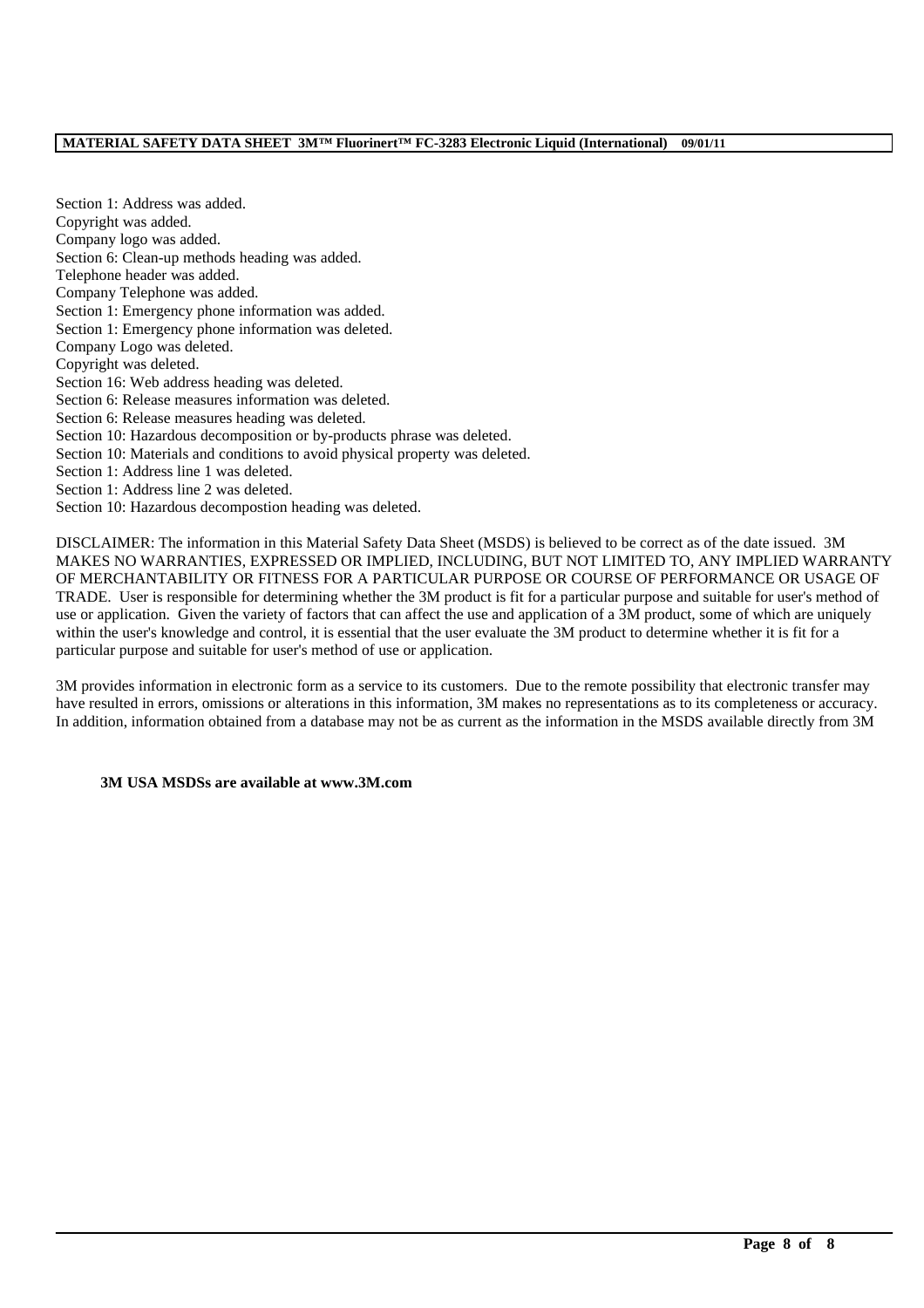Section 1: Address was added.
Copyright was added.
Company logo was added.
Section 6: Clean-up methods heading was added.
Telephone header was added.
Company Telephone was added.
Section 1: Emergency phone information was added.
Section 1: Emergency phone information was deleted.
Company Logo was deleted.
Copyright was deleted.
Section 16: Web address heading was deleted.
Section 6: Release measures information was deleted.
Section 6: Release measures heading was deleted.
Section 10: Hazardous decomposition or by-products phrase was deleted.
Section 10: Materials and conditions to avoid physical property was deleted.
Section 1: Address line 1 was deleted.
Section 1: Address line 2 was deleted.
Section 10: Hazardous decompostion heading was deleted.

DISCLAIMER: The information in this Material Safety Data Sheet (MSDS) is believed to be correct as of the date issued. 3M MAKES NO WARRANTIES, EXPRESSED OR IMPLIED, INCLUDING, BUT NOT LIMITED TO, ANY IMPLIED WARRANTY OF MERCHANTABILITY OR FITNESS FOR A PARTICULAR PURPOSE OR COURSE OF PERFORMANCE OR USAGE OF TRADE. User is responsible for determining whether the 3M product is fit for a particular purpose and suitable for user's method of use or application. Given the variety of factors that can affect the use and application of a 3M product, some of which are uniquely within the user's knowledge and control, it is essential that the user evaluate the 3M product to determine whether it is fit for a particular purpose and suitable for user's method of use or application.

3M provides information in electronic form as a service to its customers. Due to the remote possibility that electronic transfer may have resulted in errors, omissions or alterations in this information, 3M makes no representations as to its completeness or accuracy. In addition, information obtained from a database may not be as current as the information in the MSDS available directly from 3M

**3M USA MSDSs are available at www.3M.com**